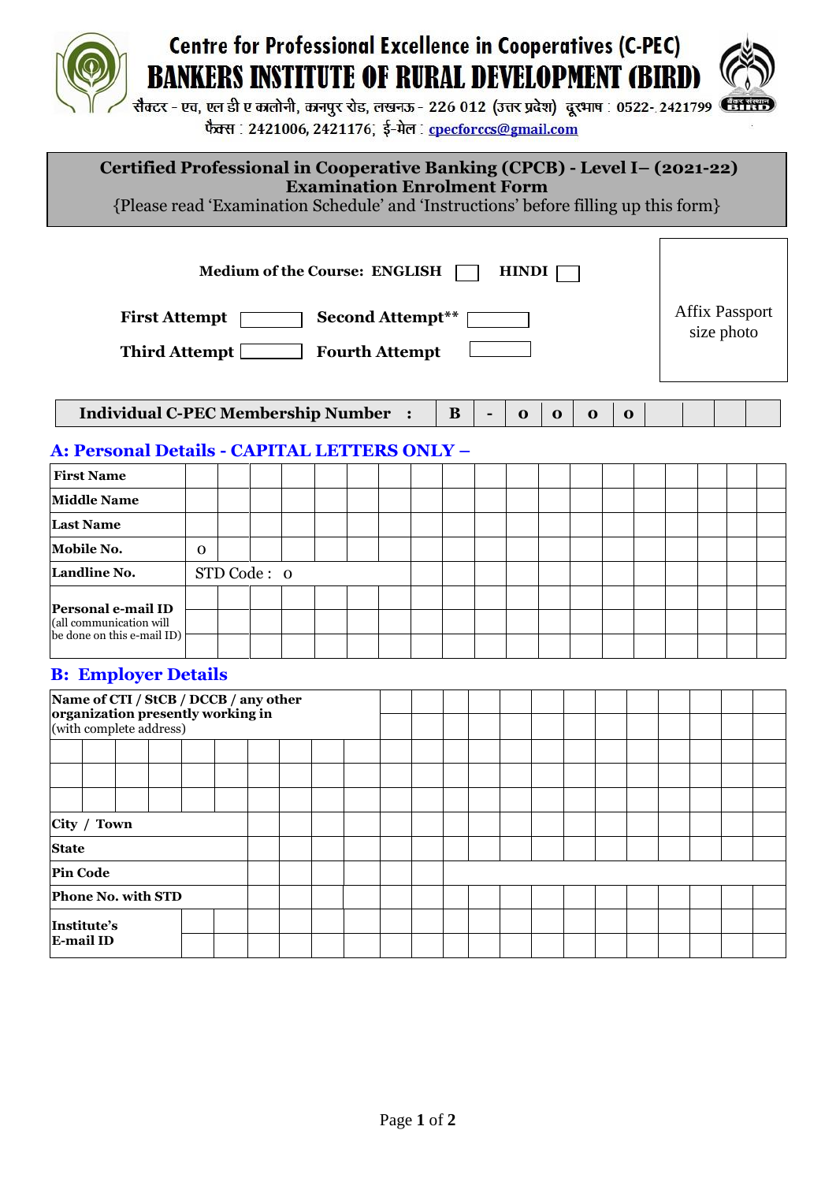# Centre for Professional Excellence in Cooperatives (C-PEC)

# BANKERS INSTITUTE OF RURAL DEVELOPMENT (BIRD)

सैक्टर - एच, एल डी ए कालोनी, कानपुर रोड, लखनऊ - 226 012 (उत्तर प्रदेश) दूरभाष : 0522-.2421799

फैक्स : 2421006, 2421176; ई-मेल : cpecforccs@gmail.com

## Certified Professional in Cooperative Banking (CPCB) - Level I– (2021-22)
## Examination Enrolment Form

{Please read 'Examination Schedule' and 'Instructions' before filling up this form}

**Medium of the Course: ENGLISH** ☐ **HINDI** ☐

**First Attempt** ☐ **Second Attempt**** ☐

**Third Attempt** ☐ **Fourth Attempt** ☐

Affix Passport size photo

| Individual C-PEC Membership Number : | B | - | 0 | 0 | 0 | 0 | | | | |
|---|---|---|---|---|---|---|---|---|---|---|

### A: Personal Details - CAPITAL LETTERS ONLY –

| | |
|---|---|
| **First Name** | |
| **Middle Name** | |
| **Last Name** | |
| **Mobile No.** | 0 |
| **Landline No.** | STD Code : 0 |
| **Personal e-mail ID** (all communication will be done on this e-mail ID) | |

### B: Employer Details

| | |
|---|---|
| **Name of CTI / StCB / DCCB / any other organization presently working in** (with complete address) | |
| | |
| | |
| | |
| **City / Town** | |
| **State** | |
| **Pin Code** | |
| **Phone No. with STD** | |
| **Institute's E-mail ID** | |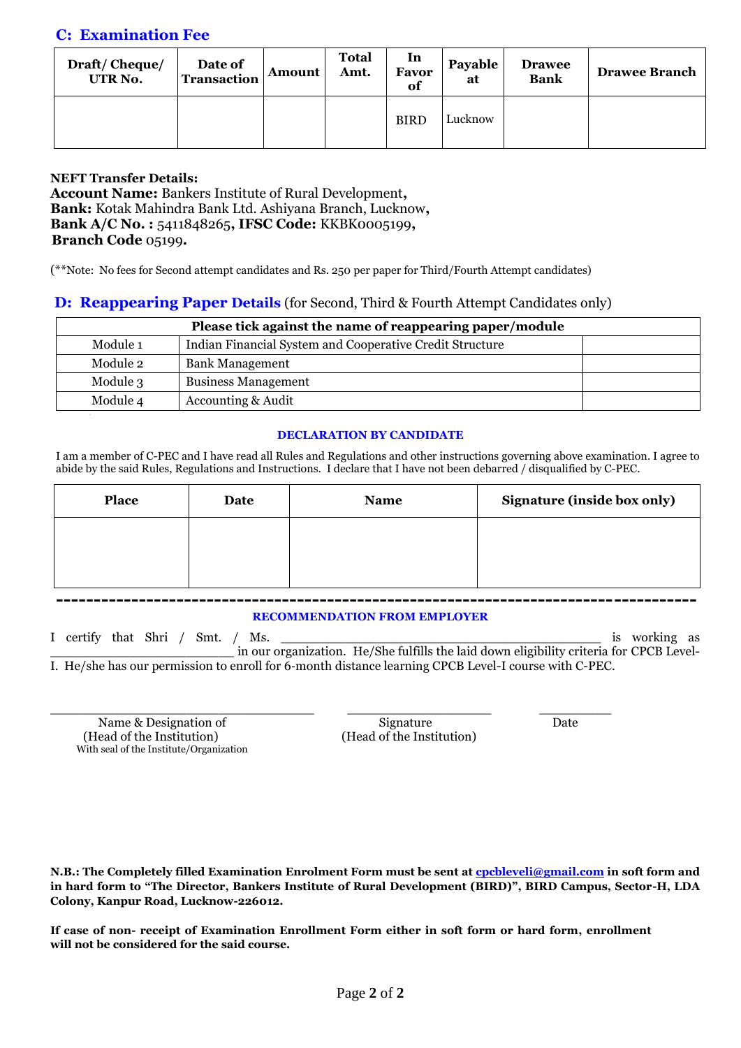## C: Examination Fee

| Draft/ Cheque/ UTR No. | Date of Transaction | Amount | Total Amt. | In Favor of | Payable at | Drawee Bank | Drawee Branch |
|---|---|---|---|---|---|---|---|
| | | | | BIRD | Lucknow | | |

**NEFT Transfer Details:**
**Account Name:** Bankers Institute of Rural Development**,**
**Bank:** Kotak Mahindra Bank Ltd. Ashiyana Branch, Lucknow**,**
**Bank A/C No. :** 5411848265**, IFSC Code:** KKBK0005199**,**
**Branch Code** 05199**.**

(**Note: No fees for Second attempt candidates and Rs. 250 per paper for Third/Fourth Attempt candidates)

## D: Reappearing Paper Details (for Second, Third & Fourth Attempt Candidates only)

| Please tick against the name of reappearing paper/module | | |
|---|---|---|
| Module 1 | Indian Financial System and Cooperative Credit Structure | |
| Module 2 | Bank Management | |
| Module 3 | Business Management | |
| Module 4 | Accounting & Audit | |

### DECLARATION BY CANDIDATE

I am a member of C-PEC and I have read all Rules and Regulations and other instructions governing above examination. I agree to abide by the said Rules, Regulations and Instructions. I declare that I have not been debarred / disqualified by C-PEC.

| Place | Date | Name | Signature (inside box only) |
|---|---|---|---|
| | | | |

---

### RECOMMENDATION FROM EMPLOYER

I certify that Shri / Smt. / Ms. _____________________________________________ is working as _________________________ in our organization. He/She fulfills the laid down eligibility criteria for CPCB Level-I. He/she has our permission to enroll for 6-month distance learning CPCB Level-I course with C-PEC.

_________________________________ Name & Designation of (Head of the Institution) With seal of the Institute/Organization

__________________ Signature (Head of the Institution)

_________ Date

**N.B.: The Completely filled Examination Enrolment Form must be sent at cpcbleveli@gmail.com in soft form and in hard form to "The Director, Bankers Institute of Rural Development (BIRD)", BIRD Campus, Sector-H, LDA Colony, Kanpur Road, Lucknow-226012.**

**If case of non- receipt of Examination Enrollment Form either in soft form or hard form, enrollment will not be considered for the said course.**